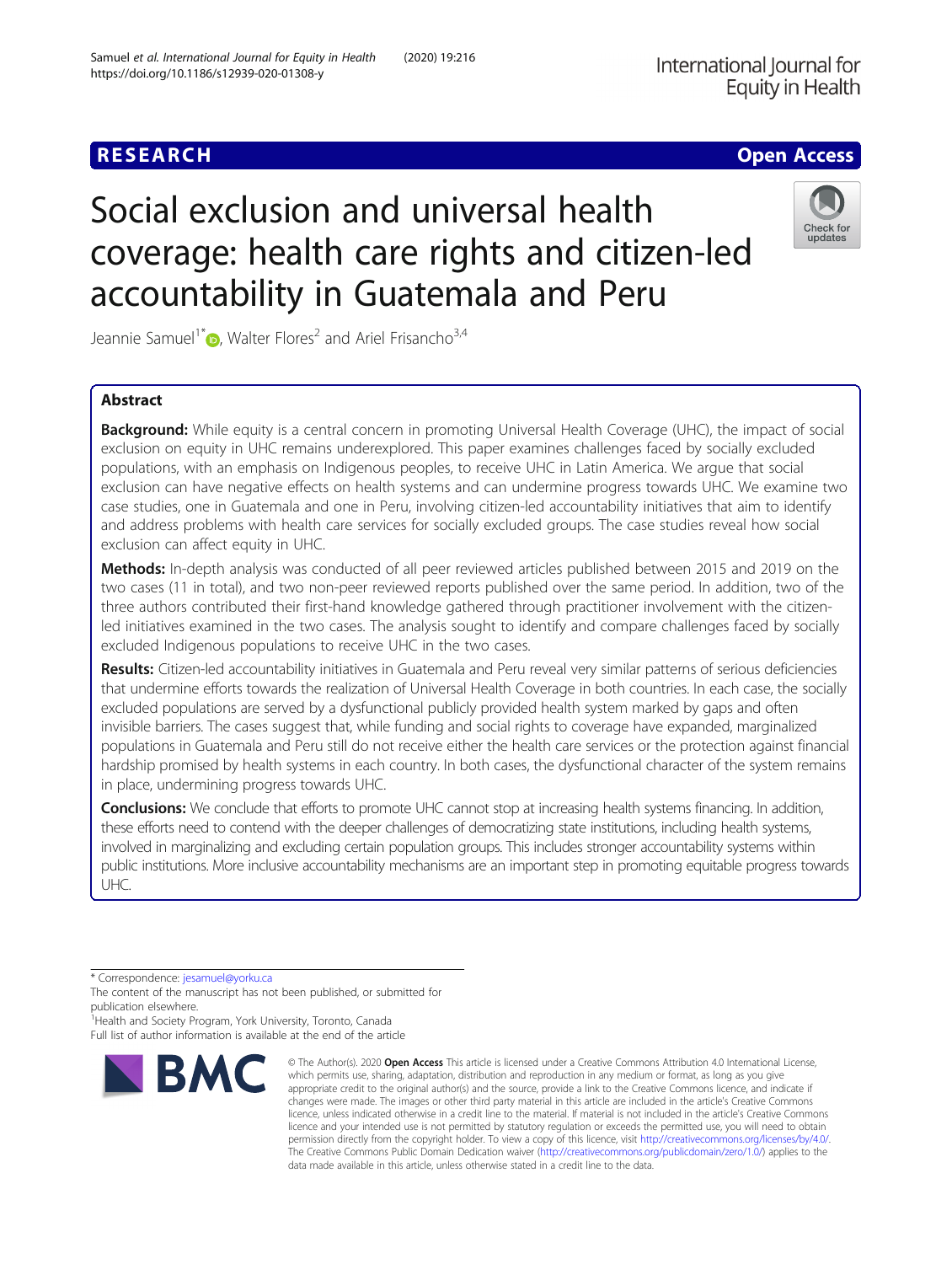RESEARCH

Open Access

# Social exclusion and universal health coverage: health care rights and citizen-led accountability in Guatemala and Peru

Jeannie Samuel[1*], Walter Flores[2] and Ariel Frisancho[3,4]

## Abstract

**Background:** While equity is a central concern in promoting Universal Health Coverage (UHC), the impact of social exclusion on equity in UHC remains underexplored. This paper examines challenges faced by socially excluded populations, with an emphasis on Indigenous peoples, to receive UHC in Latin America. We argue that social exclusion can have negative effects on health systems and can undermine progress towards UHC. We examine two case studies, one in Guatemala and one in Peru, involving citizen-led accountability initiatives that aim to identify and address problems with health care services for socially excluded groups. The case studies reveal how social exclusion can affect equity in UHC.

**Methods:** In-depth analysis was conducted of all peer reviewed articles published between 2015 and 2019 on the two cases (11 in total), and two non-peer reviewed reports published over the same period. In addition, two of the three authors contributed their first-hand knowledge gathered through practitioner involvement with the citizen-led initiatives examined in the two cases. The analysis sought to identify and compare challenges faced by socially excluded Indigenous populations to receive UHC in the two cases.

**Results:** Citizen-led accountability initiatives in Guatemala and Peru reveal very similar patterns of serious deficiencies that undermine efforts towards the realization of Universal Health Coverage in both countries. In each case, the socially excluded populations are served by a dysfunctional publicly provided health system marked by gaps and often invisible barriers. The cases suggest that, while funding and social rights to coverage have expanded, marginalized populations in Guatemala and Peru still do not receive either the health care services or the protection against financial hardship promised by health systems in each country. In both cases, the dysfunctional character of the system remains in place, undermining progress towards UHC.

**Conclusions:** We conclude that efforts to promote UHC cannot stop at increasing health systems financing. In addition, these efforts need to contend with the deeper challenges of democratizing state institutions, including health systems, involved in marginalizing and excluding certain population groups. This includes stronger accountability systems within public institutions. More inclusive accountability mechanisms are an important step in promoting equitable progress towards UHC.

---

\* Correspondence: jesamuel@yorku.ca

The content of the manuscript has not been published, or submitted for publication elsewhere.

[1]Health and Society Program, York University, Toronto, Canada

Full list of author information is available at the end of the article

© The Author(s). 2020 **Open Access** This article is licensed under a Creative Commons Attribution 4.0 International License, which permits use, sharing, adaptation, distribution and reproduction in any medium or format, as long as you give appropriate credit to the original author(s) and the source, provide a link to the Creative Commons licence, and indicate if changes were made. The images or other third party material in this article are included in the article's Creative Commons licence, unless indicated otherwise in a credit line to the material. If material is not included in the article's Creative Commons licence and your intended use is not permitted by statutory regulation or exceeds the permitted use, you will need to obtain permission directly from the copyright holder. To view a copy of this licence, visit http://creativecommons.org/licenses/by/4.0/. The Creative Commons Public Domain Dedication waiver (http://creativecommons.org/publicdomain/zero/1.0/) applies to the data made available in this article, unless otherwise stated in a credit line to the data.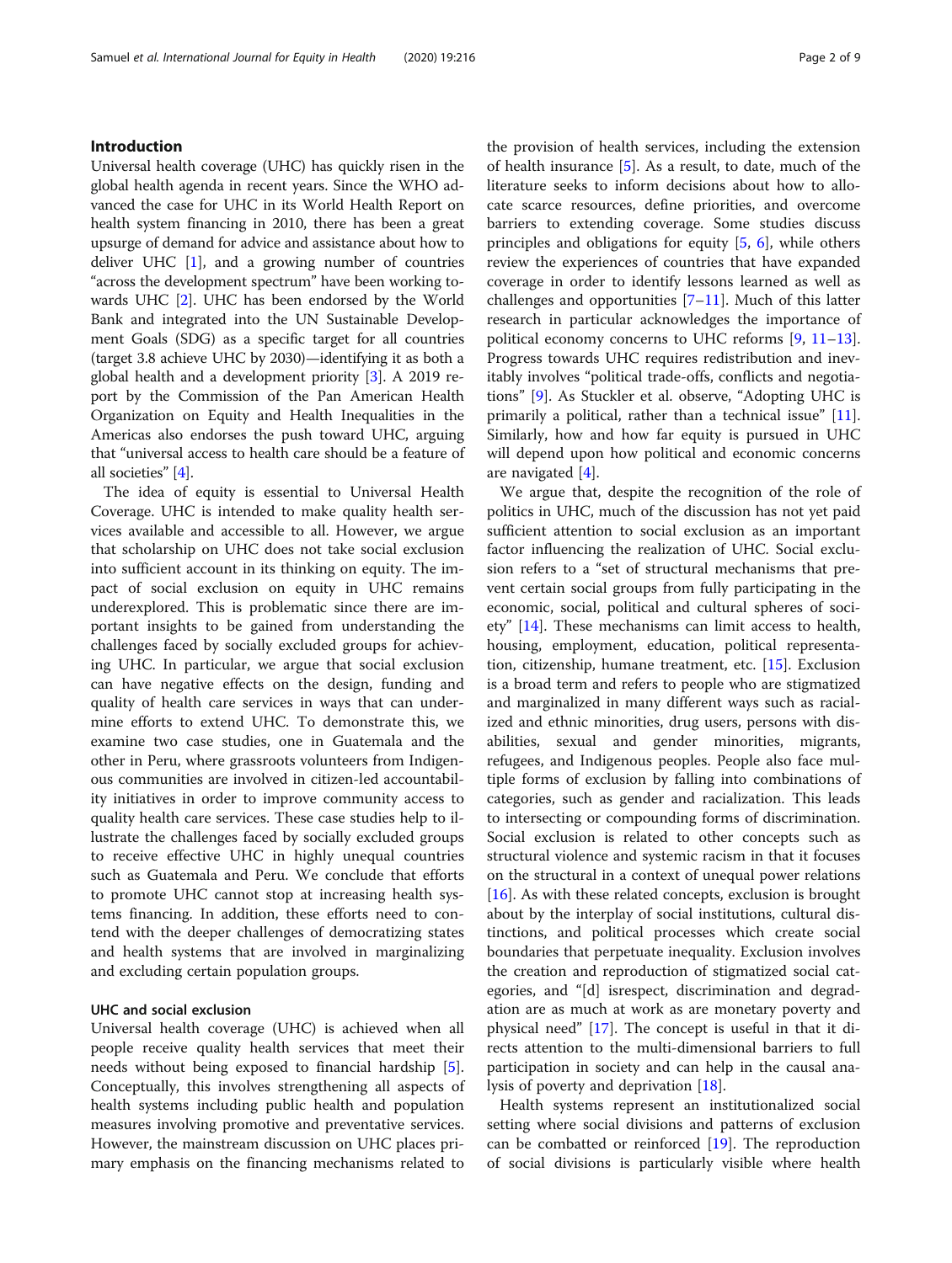## Introduction

Universal health coverage (UHC) has quickly risen in the global health agenda in recent years. Since the WHO advanced the case for UHC in its World Health Report on health system financing in 2010, there has been a great upsurge of demand for advice and assistance about how to deliver UHC [1], and a growing number of countries "across the development spectrum" have been working towards UHC [2]. UHC has been endorsed by the World Bank and integrated into the UN Sustainable Development Goals (SDG) as a specific target for all countries (target 3.8 achieve UHC by 2030)—identifying it as both a global health and a development priority [3]. A 2019 report by the Commission of the Pan American Health Organization on Equity and Health Inequalities in the Americas also endorses the push toward UHC, arguing that "universal access to health care should be a feature of all societies" [4].

The idea of equity is essential to Universal Health Coverage. UHC is intended to make quality health services available and accessible to all. However, we argue that scholarship on UHC does not take social exclusion into sufficient account in its thinking on equity. The impact of social exclusion on equity in UHC remains underexplored. This is problematic since there are important insights to be gained from understanding the challenges faced by socially excluded groups for achieving UHC. In particular, we argue that social exclusion can have negative effects on the design, funding and quality of health care services in ways that can undermine efforts to extend UHC. To demonstrate this, we examine two case studies, one in Guatemala and the other in Peru, where grassroots volunteers from Indigenous communities are involved in citizen-led accountability initiatives in order to improve community access to quality health care services. These case studies help to illustrate the challenges faced by socially excluded groups to receive effective UHC in highly unequal countries such as Guatemala and Peru. We conclude that efforts to promote UHC cannot stop at increasing health systems financing. In addition, these efforts need to contend with the deeper challenges of democratizing states and health systems that are involved in marginalizing and excluding certain population groups.

### UHC and social exclusion

Universal health coverage (UHC) is achieved when all people receive quality health services that meet their needs without being exposed to financial hardship [5]. Conceptually, this involves strengthening all aspects of health systems including public health and population measures involving promotive and preventative services. However, the mainstream discussion on UHC places primary emphasis on the financing mechanisms related to the provision of health services, including the extension of health insurance [5]. As a result, to date, much of the literature seeks to inform decisions about how to allocate scarce resources, define priorities, and overcome barriers to extending coverage. Some studies discuss principles and obligations for equity [5, 6], while others review the experiences of countries that have expanded coverage in order to identify lessons learned as well as challenges and opportunities [7–11]. Much of this latter research in particular acknowledges the importance of political economy concerns to UHC reforms [9, 11–13]. Progress towards UHC requires redistribution and inevitably involves "political trade-offs, conflicts and negotiations" [9]. As Stuckler et al. observe, "Adopting UHC is primarily a political, rather than a technical issue" [11]. Similarly, how and how far equity is pursued in UHC will depend upon how political and economic concerns are navigated [4].

We argue that, despite the recognition of the role of politics in UHC, much of the discussion has not yet paid sufficient attention to social exclusion as an important factor influencing the realization of UHC. Social exclusion refers to a "set of structural mechanisms that prevent certain social groups from fully participating in the economic, social, political and cultural spheres of society" [14]. These mechanisms can limit access to health, housing, employment, education, political representation, citizenship, humane treatment, etc. [15]. Exclusion is a broad term and refers to people who are stigmatized and marginalized in many different ways such as racialized and ethnic minorities, drug users, persons with disabilities, sexual and gender minorities, migrants, refugees, and Indigenous peoples. People also face multiple forms of exclusion by falling into combinations of categories, such as gender and racialization. This leads to intersecting or compounding forms of discrimination. Social exclusion is related to other concepts such as structural violence and systemic racism in that it focuses on the structural in a context of unequal power relations [16]. As with these related concepts, exclusion is brought about by the interplay of social institutions, cultural distinctions, and political processes which create social boundaries that perpetuate inequality. Exclusion involves the creation and reproduction of stigmatized social categories, and "[d] isrespect, discrimination and degradation are as much at work as are monetary poverty and physical need" [17]. The concept is useful in that it directs attention to the multi-dimensional barriers to full participation in society and can help in the causal analysis of poverty and deprivation [18].

Health systems represent an institutionalized social setting where social divisions and patterns of exclusion can be combatted or reinforced [19]. The reproduction of social divisions is particularly visible where health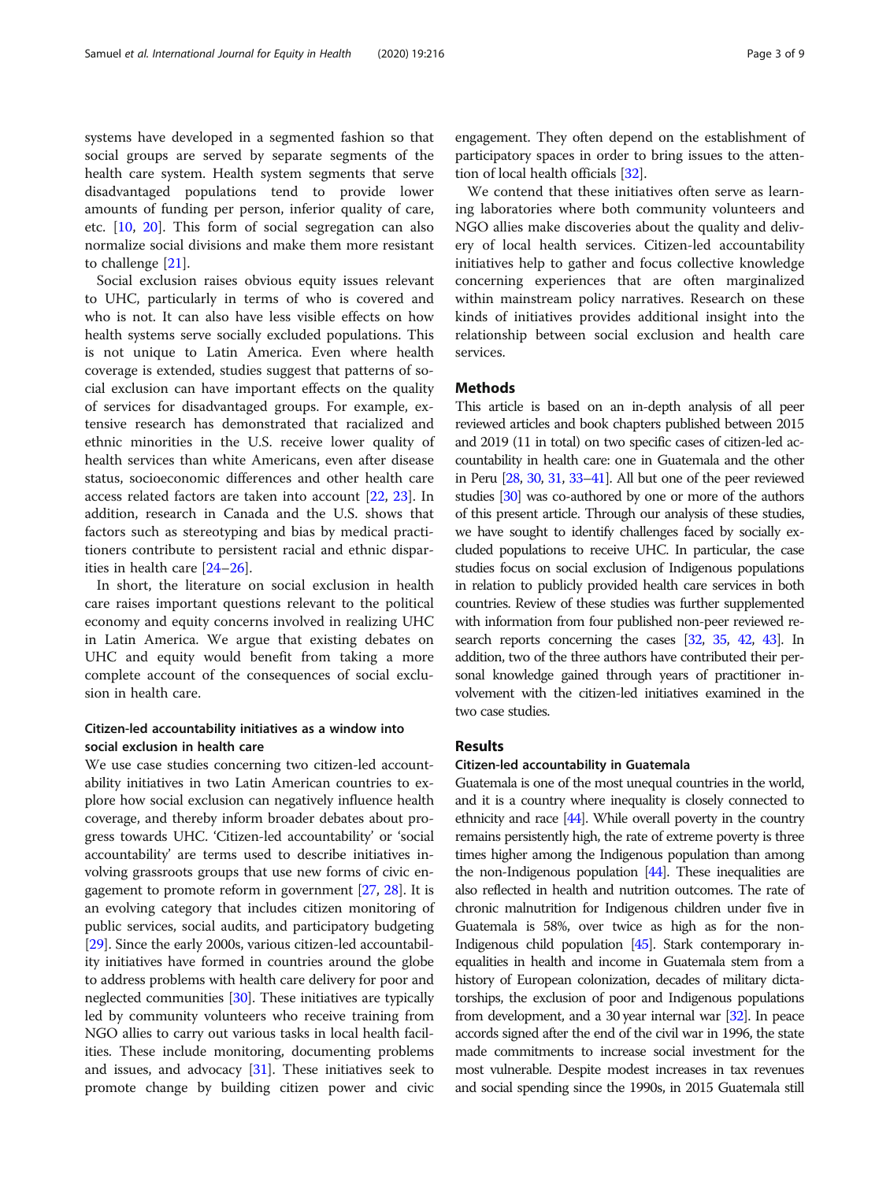systems have developed in a segmented fashion so that social groups are served by separate segments of the health care system. Health system segments that serve disadvantaged populations tend to provide lower amounts of funding per person, inferior quality of care, etc. [10, 20]. This form of social segregation can also normalize social divisions and make them more resistant to challenge [21].

Social exclusion raises obvious equity issues relevant to UHC, particularly in terms of who is covered and who is not. It can also have less visible effects on how health systems serve socially excluded populations. This is not unique to Latin America. Even where health coverage is extended, studies suggest that patterns of social exclusion can have important effects on the quality of services for disadvantaged groups. For example, extensive research has demonstrated that racialized and ethnic minorities in the U.S. receive lower quality of health services than white Americans, even after disease status, socioeconomic differences and other health care access related factors are taken into account [22, 23]. In addition, research in Canada and the U.S. shows that factors such as stereotyping and bias by medical practitioners contribute to persistent racial and ethnic disparities in health care [24–26].

In short, the literature on social exclusion in health care raises important questions relevant to the political economy and equity concerns involved in realizing UHC in Latin America. We argue that existing debates on UHC and equity would benefit from taking a more complete account of the consequences of social exclusion in health care.

### Citizen-led accountability initiatives as a window into social exclusion in health care

We use case studies concerning two citizen-led accountability initiatives in two Latin American countries to explore how social exclusion can negatively influence health coverage, and thereby inform broader debates about progress towards UHC. 'Citizen-led accountability' or 'social accountability' are terms used to describe initiatives involving grassroots groups that use new forms of civic engagement to promote reform in government [27, 28]. It is an evolving category that includes citizen monitoring of public services, social audits, and participatory budgeting [29]. Since the early 2000s, various citizen-led accountability initiatives have formed in countries around the globe to address problems with health care delivery for poor and neglected communities [30]. These initiatives are typically led by community volunteers who receive training from NGO allies to carry out various tasks in local health facilities. These include monitoring, documenting problems and issues, and advocacy [31]. These initiatives seek to promote change by building citizen power and civic engagement. They often depend on the establishment of participatory spaces in order to bring issues to the attention of local health officials [32].

We contend that these initiatives often serve as learning laboratories where both community volunteers and NGO allies make discoveries about the quality and delivery of local health services. Citizen-led accountability initiatives help to gather and focus collective knowledge concerning experiences that are often marginalized within mainstream policy narratives. Research on these kinds of initiatives provides additional insight into the relationship between social exclusion and health care services.

## Methods

This article is based on an in-depth analysis of all peer reviewed articles and book chapters published between 2015 and 2019 (11 in total) on two specific cases of citizen-led accountability in health care: one in Guatemala and the other in Peru [28, 30, 31, 33–41]. All but one of the peer reviewed studies [30] was co-authored by one or more of the authors of this present article. Through our analysis of these studies, we have sought to identify challenges faced by socially excluded populations to receive UHC. In particular, the case studies focus on social exclusion of Indigenous populations in relation to publicly provided health care services in both countries. Review of these studies was further supplemented with information from four published non-peer reviewed research reports concerning the cases [32, 35, 42, 43]. In addition, two of the three authors have contributed their personal knowledge gained through years of practitioner involvement with the citizen-led initiatives examined in the two case studies.

## Results

### Citizen-led accountability in Guatemala

Guatemala is one of the most unequal countries in the world, and it is a country where inequality is closely connected to ethnicity and race [44]. While overall poverty in the country remains persistently high, the rate of extreme poverty is three times higher among the Indigenous population than among the non-Indigenous population [44]. These inequalities are also reflected in health and nutrition outcomes. The rate of chronic malnutrition for Indigenous children under five in Guatemala is 58%, over twice as high as for the non-Indigenous child population [45]. Stark contemporary inequalities in health and income in Guatemala stem from a history of European colonization, decades of military dictatorships, the exclusion of poor and Indigenous populations from development, and a 30 year internal war [32]. In peace accords signed after the end of the civil war in 1996, the state made commitments to increase social investment for the most vulnerable. Despite modest increases in tax revenues and social spending since the 1990s, in 2015 Guatemala still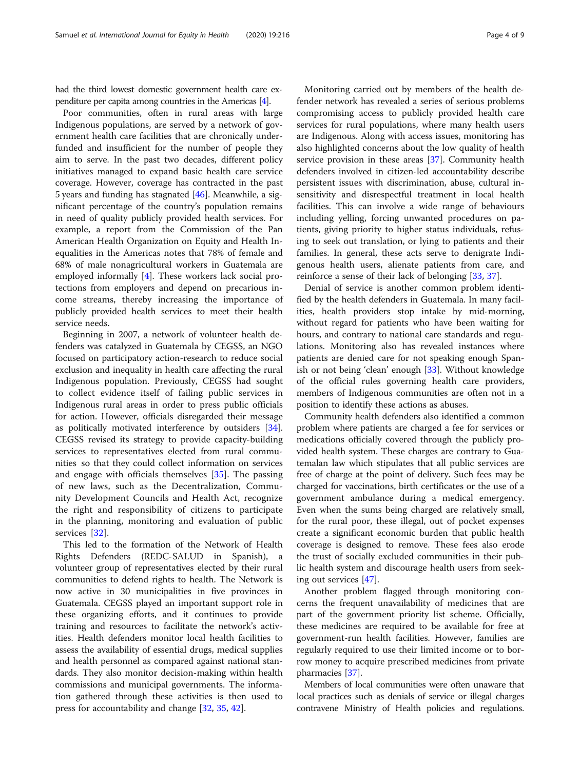had the third lowest domestic government health care expenditure per capita among countries in the Americas [4].

Poor communities, often in rural areas with large Indigenous populations, are served by a network of government health care facilities that are chronically underfunded and insufficient for the number of people they aim to serve. In the past two decades, different policy initiatives managed to expand basic health care service coverage. However, coverage has contracted in the past 5 years and funding has stagnated [46]. Meanwhile, a significant percentage of the country's population remains in need of quality publicly provided health services. For example, a report from the Commission of the Pan American Health Organization on Equity and Health Inequalities in the Americas notes that 78% of female and 68% of male nonagricultural workers in Guatemala are employed informally [4]. These workers lack social protections from employers and depend on precarious income streams, thereby increasing the importance of publicly provided health services to meet their health service needs.

Beginning in 2007, a network of volunteer health defenders was catalyzed in Guatemala by CEGSS, an NGO focused on participatory action-research to reduce social exclusion and inequality in health care affecting the rural Indigenous population. Previously, CEGSS had sought to collect evidence itself of failing public services in Indigenous rural areas in order to press public officials for action. However, officials disregarded their message as politically motivated interference by outsiders [34]. CEGSS revised its strategy to provide capacity-building services to representatives elected from rural communities so that they could collect information on services and engage with officials themselves [35]. The passing of new laws, such as the Decentralization, Community Development Councils and Health Act, recognize the right and responsibility of citizens to participate in the planning, monitoring and evaluation of public services [32].

This led to the formation of the Network of Health Rights Defenders (REDC-SALUD in Spanish), a volunteer group of representatives elected by their rural communities to defend rights to health. The Network is now active in 30 municipalities in five provinces in Guatemala. CEGSS played an important support role in these organizing efforts, and it continues to provide training and resources to facilitate the network's activities. Health defenders monitor local health facilities to assess the availability of essential drugs, medical supplies and health personnel as compared against national standards. They also monitor decision-making within health commissions and municipal governments. The information gathered through these activities is then used to press for accountability and change [32, 35, 42].

Monitoring carried out by members of the health defender network has revealed a series of serious problems compromising access to publicly provided health care services for rural populations, where many health users are Indigenous. Along with access issues, monitoring has also highlighted concerns about the low quality of health service provision in these areas [37]. Community health defenders involved in citizen-led accountability describe persistent issues with discrimination, abuse, cultural insensitivity and disrespectful treatment in local health facilities. This can involve a wide range of behaviours including yelling, forcing unwanted procedures on patients, giving priority to higher status individuals, refusing to seek out translation, or lying to patients and their families. In general, these acts serve to denigrate Indigenous health users, alienate patients from care, and reinforce a sense of their lack of belonging [33, 37].

Denial of service is another common problem identified by the health defenders in Guatemala. In many facilities, health providers stop intake by mid-morning, without regard for patients who have been waiting for hours, and contrary to national care standards and regulations. Monitoring also has revealed instances where patients are denied care for not speaking enough Spanish or not being 'clean' enough [33]. Without knowledge of the official rules governing health care providers, members of Indigenous communities are often not in a position to identify these actions as abuses.

Community health defenders also identified a common problem where patients are charged a fee for services or medications officially covered through the publicly provided health system. These charges are contrary to Guatemalan law which stipulates that all public services are free of charge at the point of delivery. Such fees may be charged for vaccinations, birth certificates or the use of a government ambulance during a medical emergency. Even when the sums being charged are relatively small, for the rural poor, these illegal, out of pocket expenses create a significant economic burden that public health coverage is designed to remove. These fees also erode the trust of socially excluded communities in their public health system and discourage health users from seeking out services [47].

Another problem flagged through monitoring concerns the frequent unavailability of medicines that are part of the government priority list scheme. Officially, these medicines are required to be available for free at government-run health facilities. However, families are regularly required to use their limited income or to borrow money to acquire prescribed medicines from private pharmacies [37].

Members of local communities were often unaware that local practices such as denials of service or illegal charges contravene Ministry of Health policies and regulations.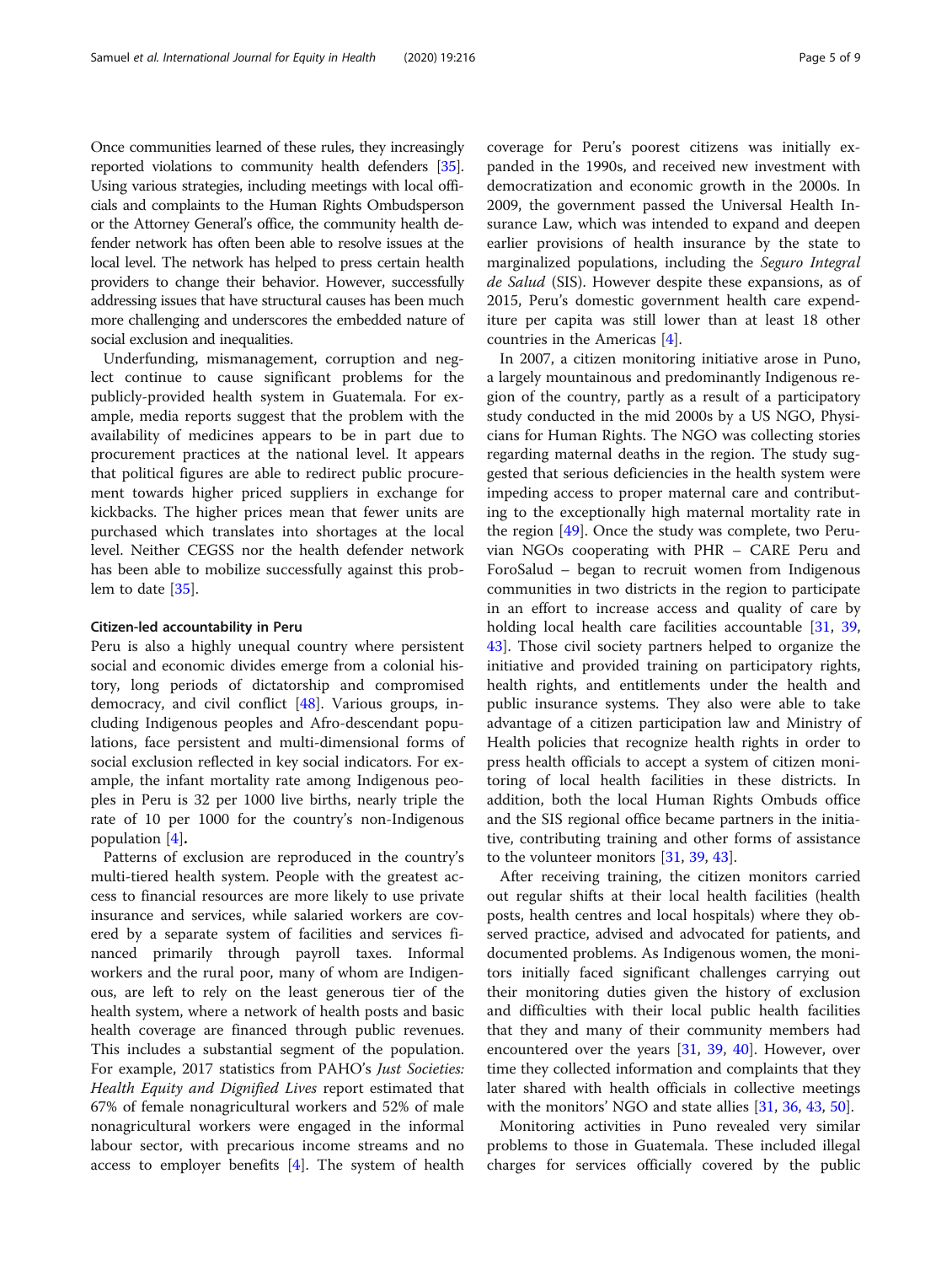Once communities learned of these rules, they increasingly reported violations to community health defenders [35]. Using various strategies, including meetings with local officials and complaints to the Human Rights Ombudsperson or the Attorney General's office, the community health defender network has often been able to resolve issues at the local level. The network has helped to press certain health providers to change their behavior. However, successfully addressing issues that have structural causes has been much more challenging and underscores the embedded nature of social exclusion and inequalities.

Underfunding, mismanagement, corruption and neglect continue to cause significant problems for the publicly-provided health system in Guatemala. For example, media reports suggest that the problem with the availability of medicines appears to be in part due to procurement practices at the national level. It appears that political figures are able to redirect public procurement towards higher priced suppliers in exchange for kickbacks. The higher prices mean that fewer units are purchased which translates into shortages at the local level. Neither CEGSS nor the health defender network has been able to mobilize successfully against this problem to date [35].

#### Citizen-led accountability in Peru

Peru is also a highly unequal country where persistent social and economic divides emerge from a colonial history, long periods of dictatorship and compromised democracy, and civil conflict [48]. Various groups, including Indigenous peoples and Afro-descendant populations, face persistent and multi-dimensional forms of social exclusion reflected in key social indicators. For example, the infant mortality rate among Indigenous peoples in Peru is 32 per 1000 live births, nearly triple the rate of 10 per 1000 for the country's non-Indigenous population [4].

Patterns of exclusion are reproduced in the country's multi-tiered health system. People with the greatest access to financial resources are more likely to use private insurance and services, while salaried workers are covered by a separate system of facilities and services financed primarily through payroll taxes. Informal workers and the rural poor, many of whom are Indigenous, are left to rely on the least generous tier of the health system, where a network of health posts and basic health coverage are financed through public revenues. This includes a substantial segment of the population. For example, 2017 statistics from PAHO's *Just Societies: Health Equity and Dignified Lives* report estimated that 67% of female nonagricultural workers and 52% of male nonagricultural workers were engaged in the informal labour sector, with precarious income streams and no access to employer benefits [4]. The system of health coverage for Peru's poorest citizens was initially expanded in the 1990s, and received new investment with democratization and economic growth in the 2000s. In 2009, the government passed the Universal Health Insurance Law, which was intended to expand and deepen earlier provisions of health insurance by the state to marginalized populations, including the *Seguro Integral de Salud* (SIS). However despite these expansions, as of 2015, Peru's domestic government health care expenditure per capita was still lower than at least 18 other countries in the Americas [4].

In 2007, a citizen monitoring initiative arose in Puno, a largely mountainous and predominantly Indigenous region of the country, partly as a result of a participatory study conducted in the mid 2000s by a US NGO, Physicians for Human Rights. The NGO was collecting stories regarding maternal deaths in the region. The study suggested that serious deficiencies in the health system were impeding access to proper maternal care and contributing to the exceptionally high maternal mortality rate in the region [49]. Once the study was complete, two Peruvian NGOs cooperating with PHR – CARE Peru and ForoSalud – began to recruit women from Indigenous communities in two districts in the region to participate in an effort to increase access and quality of care by holding local health care facilities accountable [31, 39, 43]. Those civil society partners helped to organize the initiative and provided training on participatory rights, health rights, and entitlements under the health and public insurance systems. They also were able to take advantage of a citizen participation law and Ministry of Health policies that recognize health rights in order to press health officials to accept a system of citizen monitoring of local health facilities in these districts. In addition, both the local Human Rights Ombuds office and the SIS regional office became partners in the initiative, contributing training and other forms of assistance to the volunteer monitors [31, 39, 43].

After receiving training, the citizen monitors carried out regular shifts at their local health facilities (health posts, health centres and local hospitals) where they observed practice, advised and advocated for patients, and documented problems. As Indigenous women, the monitors initially faced significant challenges carrying out their monitoring duties given the history of exclusion and difficulties with their local public health facilities that they and many of their community members had encountered over the years [31, 39, 40]. However, over time they collected information and complaints that they later shared with health officials in collective meetings with the monitors' NGO and state allies [31, 36, 43, 50].

Monitoring activities in Puno revealed very similar problems to those in Guatemala. These included illegal charges for services officially covered by the public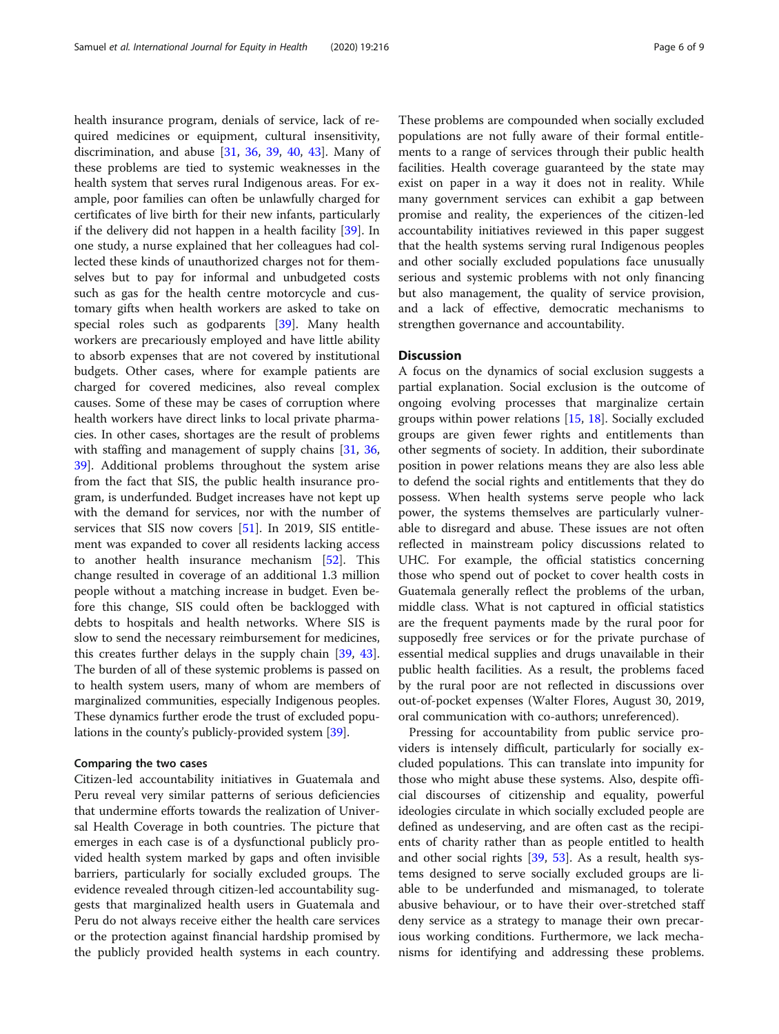health insurance program, denials of service, lack of required medicines or equipment, cultural insensitivity, discrimination, and abuse [31, 36, 39, 40, 43]. Many of these problems are tied to systemic weaknesses in the health system that serves rural Indigenous areas. For example, poor families can often be unlawfully charged for certificates of live birth for their new infants, particularly if the delivery did not happen in a health facility [39]. In one study, a nurse explained that her colleagues had collected these kinds of unauthorized charges not for themselves but to pay for informal and unbudgeted costs such as gas for the health centre motorcycle and customary gifts when health workers are asked to take on special roles such as godparents [39]. Many health workers are precariously employed and have little ability to absorb expenses that are not covered by institutional budgets. Other cases, where for example patients are charged for covered medicines, also reveal complex causes. Some of these may be cases of corruption where health workers have direct links to local private pharmacies. In other cases, shortages are the result of problems with staffing and management of supply chains [31, 36, 39]. Additional problems throughout the system arise from the fact that SIS, the public health insurance program, is underfunded. Budget increases have not kept up with the demand for services, nor with the number of services that SIS now covers [51]. In 2019, SIS entitlement was expanded to cover all residents lacking access to another health insurance mechanism [52]. This change resulted in coverage of an additional 1.3 million people without a matching increase in budget. Even before this change, SIS could often be backlogged with debts to hospitals and health networks. Where SIS is slow to send the necessary reimbursement for medicines, this creates further delays in the supply chain [39, 43]. The burden of all of these systemic problems is passed on to health system users, many of whom are members of marginalized communities, especially Indigenous peoples. These dynamics further erode the trust of excluded populations in the county's publicly-provided system [39].

### Comparing the two cases

Citizen-led accountability initiatives in Guatemala and Peru reveal very similar patterns of serious deficiencies that undermine efforts towards the realization of Universal Health Coverage in both countries. The picture that emerges in each case is of a dysfunctional publicly provided health system marked by gaps and often invisible barriers, particularly for socially excluded groups. The evidence revealed through citizen-led accountability suggests that marginalized health users in Guatemala and Peru do not always receive either the health care services or the protection against financial hardship promised by the publicly provided health systems in each country. These problems are compounded when socially excluded populations are not fully aware of their formal entitlements to a range of services through their public health facilities. Health coverage guaranteed by the state may exist on paper in a way it does not in reality. While many government services can exhibit a gap between promise and reality, the experiences of the citizen-led accountability initiatives reviewed in this paper suggest that the health systems serving rural Indigenous peoples and other socially excluded populations face unusually serious and systemic problems with not only financing but also management, the quality of service provision, and a lack of effective, democratic mechanisms to strengthen governance and accountability.

## Discussion

A focus on the dynamics of social exclusion suggests a partial explanation. Social exclusion is the outcome of ongoing evolving processes that marginalize certain groups within power relations [15, 18]. Socially excluded groups are given fewer rights and entitlements than other segments of society. In addition, their subordinate position in power relations means they are also less able to defend the social rights and entitlements that they do possess. When health systems serve people who lack power, the systems themselves are particularly vulnerable to disregard and abuse. These issues are not often reflected in mainstream policy discussions related to UHC. For example, the official statistics concerning those who spend out of pocket to cover health costs in Guatemala generally reflect the problems of the urban, middle class. What is not captured in official statistics are the frequent payments made by the rural poor for supposedly free services or for the private purchase of essential medical supplies and drugs unavailable in their public health facilities. As a result, the problems faced by the rural poor are not reflected in discussions over out-of-pocket expenses (Walter Flores, August 30, 2019, oral communication with co-authors; unreferenced).

Pressing for accountability from public service providers is intensely difficult, particularly for socially excluded populations. This can translate into impunity for those who might abuse these systems. Also, despite official discourses of citizenship and equality, powerful ideologies circulate in which socially excluded people are defined as undeserving, and are often cast as the recipients of charity rather than as people entitled to health and other social rights [39, 53]. As a result, health systems designed to serve socially excluded groups are liable to be underfunded and mismanaged, to tolerate abusive behaviour, or to have their over-stretched staff deny service as a strategy to manage their own precarious working conditions. Furthermore, we lack mechanisms for identifying and addressing these problems.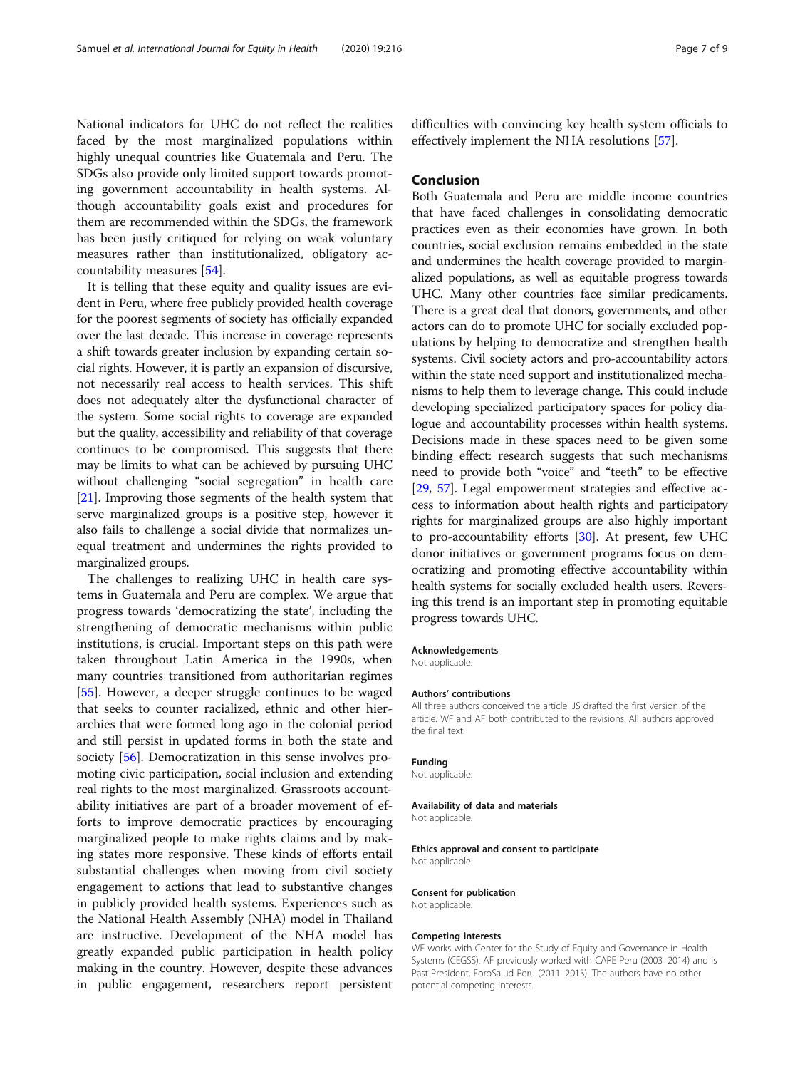National indicators for UHC do not reflect the realities faced by the most marginalized populations within highly unequal countries like Guatemala and Peru. The SDGs also provide only limited support towards promoting government accountability in health systems. Although accountability goals exist and procedures for them are recommended within the SDGs, the framework has been justly critiqued for relying on weak voluntary measures rather than institutionalized, obligatory accountability measures [54].

It is telling that these equity and quality issues are evident in Peru, where free publicly provided health coverage for the poorest segments of society has officially expanded over the last decade. This increase in coverage represents a shift towards greater inclusion by expanding certain social rights. However, it is partly an expansion of discursive, not necessarily real access to health services. This shift does not adequately alter the dysfunctional character of the system. Some social rights to coverage are expanded but the quality, accessibility and reliability of that coverage continues to be compromised. This suggests that there may be limits to what can be achieved by pursuing UHC without challenging "social segregation" in health care [21]. Improving those segments of the health system that serve marginalized groups is a positive step, however it also fails to challenge a social divide that normalizes unequal treatment and undermines the rights provided to marginalized groups.

The challenges to realizing UHC in health care systems in Guatemala and Peru are complex. We argue that progress towards 'democratizing the state', including the strengthening of democratic mechanisms within public institutions, is crucial. Important steps on this path were taken throughout Latin America in the 1990s, when many countries transitioned from authoritarian regimes [55]. However, a deeper struggle continues to be waged that seeks to counter racialized, ethnic and other hierarchies that were formed long ago in the colonial period and still persist in updated forms in both the state and society [56]. Democratization in this sense involves promoting civic participation, social inclusion and extending real rights to the most marginalized. Grassroots accountability initiatives are part of a broader movement of efforts to improve democratic practices by encouraging marginalized people to make rights claims and by making states more responsive. These kinds of efforts entail substantial challenges when moving from civil society engagement to actions that lead to substantive changes in publicly provided health systems. Experiences such as the National Health Assembly (NHA) model in Thailand are instructive. Development of the NHA model has greatly expanded public participation in health policy making in the country. However, despite these advances in public engagement, researchers report persistent difficulties with convincing key health system officials to effectively implement the NHA resolutions [57].

## Conclusion

Both Guatemala and Peru are middle income countries that have faced challenges in consolidating democratic practices even as their economies have grown. In both countries, social exclusion remains embedded in the state and undermines the health coverage provided to marginalized populations, as well as equitable progress towards UHC. Many other countries face similar predicaments. There is a great deal that donors, governments, and other actors can do to promote UHC for socially excluded populations by helping to democratize and strengthen health systems. Civil society actors and pro-accountability actors within the state need support and institutionalized mechanisms to help them to leverage change. This could include developing specialized participatory spaces for policy dialogue and accountability processes within health systems. Decisions made in these spaces need to be given some binding effect: research suggests that such mechanisms need to provide both "voice" and "teeth" to be effective [29, 57]. Legal empowerment strategies and effective access to information about health rights and participatory rights for marginalized groups are also highly important to pro-accountability efforts [30]. At present, few UHC donor initiatives or government programs focus on democratizing and promoting effective accountability within health systems for socially excluded health users. Reversing this trend is an important step in promoting equitable progress towards UHC.

#### Acknowledgements

Not applicable.

#### Authors' contributions

All three authors conceived the article. JS drafted the first version of the article. WF and AF both contributed to the revisions. All authors approved the final text.

#### Funding

Not applicable.

#### Availability of data and materials

Not applicable.

#### Ethics approval and consent to participate

Not applicable.

#### Consent for publication

Not applicable.

#### Competing interests

WF works with Center for the Study of Equity and Governance in Health Systems (CEGSS). AF previously worked with CARE Peru (2003–2014) and is Past President, ForoSalud Peru (2011–2013). The authors have no other potential competing interests.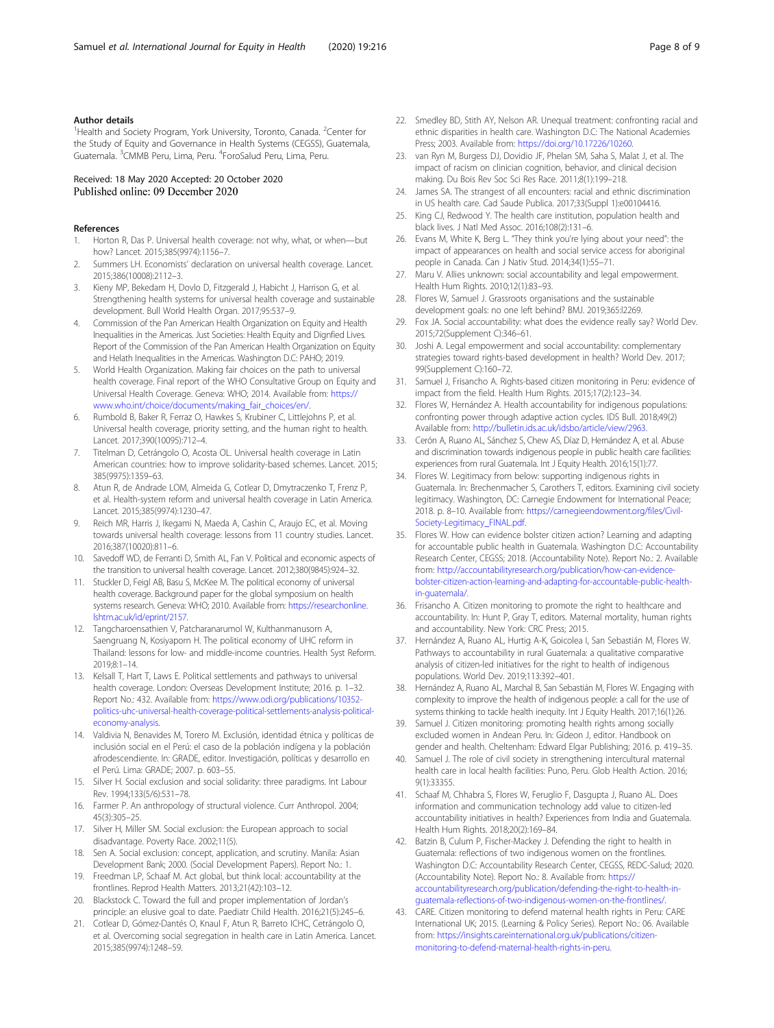### Author details

[1]Health and Society Program, York University, Toronto, Canada. [2]Center for the Study of Equity and Governance in Health Systems (CEGSS), Guatemala, Guatemala. [3]CMMB Peru, Lima, Peru. [4]ForoSalud Peru, Lima, Peru.

Received: 18 May 2020 Accepted: 20 October 2020
Published online: 09 December 2020

### References

1. Horton R, Das P. Universal health coverage: not why, what, or when—but how? Lancet. 2015;385(9974):1156–7.
2. Summers LH. Economists' declaration on universal health coverage. Lancet. 2015;386(10008):2112–3.
3. Kieny MP, Bekedam H, Dovlo D, Fitzgerald J, Habicht J, Harrison G, et al. Strengthening health systems for universal health coverage and sustainable development. Bull World Health Organ. 2017;95:537–9.
4. Commission of the Pan American Health Organization on Equity and Health Inequalities in the Americas. Just Societies: Health Equity and Dignfied Lives. Report of the Commission of the Pan American Health Organization on Equity and Helath Inequalities in the Americas. Washington D.C: PAHO; 2019.
5. World Health Organization. Making fair choices on the path to universal health coverage. Final report of the WHO Consultative Group on Equity and Universal Health Coverage. Geneva: WHO; 2014. Available from: https://www.who.int/choice/documents/making_fair_choices/en/.
6. Rumbold B, Baker R, Ferraz O, Hawkes S, Krubiner C, Littlejohns P, et al. Universal health coverage, priority setting, and the human right to health. Lancet. 2017;390(10095):712–4.
7. Titelman D, Cetrángolo O, Acosta OL. Universal health coverage in Latin American countries: how to improve solidarity-based schemes. Lancet. 2015;385(9975):1359–63.
8. Atun R, de Andrade LOM, Almeida G, Cotlear D, Dmytraczenko T, Frenz P, et al. Health-system reform and universal health coverage in Latin America. Lancet. 2015;385(9974):1230–47.
9. Reich MR, Harris J, Ikegami N, Maeda A, Cashin C, Araujo EC, et al. Moving towards universal health coverage: lessons from 11 country studies. Lancet. 2016;387(10020):811–6.
10. Savedoff WD, de Ferranti D, Smith AL, Fan V. Political and economic aspects of the transition to universal health coverage. Lancet. 2012;380(9845):924–32.
11. Stuckler D, Feigl AB, Basu S, McKee M. The political economy of universal health coverage. Background paper for the global symposium on health systems research. Geneva: WHO; 2010. Available from: https://researchonline.lshtm.ac.uk/id/eprint/2157.
12. Tangcharoensathien V, Patcharanarumol W, Kulthanmanusorn A, Saengruang N, Kosiyaporn H. The political economy of UHC reform in Thailand: lessons for low- and middle-income countries. Health Syst Reform. 2019;8:1–14.
13. Kelsall T, Hart T, Laws E. Political settlements and pathways to universal health coverage. London: Overseas Development Institute; 2016. p. 1–32. Report No.: 432. Available from: https://www.odi.org/publications/10352-politics-uhc-universal-health-coverage-political-settlements-analysis-political-economy-analysis.
14. Valdivia N, Benavides M, Torero M. Exclusión, identidad étnica y políticas de inclusión social en el Perú: el caso de la población indígena y la población afrodescendiente. In: GRADE, editor. Investigación, políticas y desarrollo en el Perú. Lima: GRADE; 2007. p. 603–55.
15. Silver H. Social exclusion and social solidarity: three paradigms. Int Labour Rev. 1994;133(5/6):531–78.
16. Farmer P. An anthropology of structural violence. Curr Anthropol. 2004;45(3):305–25.
17. Silver H, Miller SM. Social exclusion: the European approach to social disadvantage. Poverty Race. 2002;11(5).
18. Sen A. Social exclusion: concept, application, and scrutiny. Manila: Asian Development Bank; 2000. (Social Development Papers). Report No.: 1.
19. Freedman LP, Schaaf M. Act global, but think local: accountability at the frontlines. Reprod Health Matters. 2013;21(42):103–12.
20. Blackstock C. Toward the full and proper implementation of Jordan's principle: an elusive goal to date. Paediatr Child Health. 2016;21(5):245–6.
21. Cotlear D, Gómez-Dantés O, Knaul F, Atun R, Barreto ICHC, Cetrángolo O, et al. Overcoming social segregation in health care in Latin America. Lancet. 2015;385(9974):1248–59.
22. Smedley BD, Stith AY, Nelson AR. Unequal treatment: confronting racial and ethnic disparities in health care. Washington D.C: The National Academies Press; 2003. Available from: https://doi.org/10.17226/10260.
23. van Ryn M, Burgess DJ, Dovidio JF, Phelan SM, Saha S, Malat J, et al. The impact of racism on clinician cognition, behavior, and clinical decision making. Du Bois Rev Soc Sci Res Race. 2011;8(1):199–218.
24. James SA. The strangest of all encounters: racial and ethnic discrimination in US health care. Cad Saude Publica. 2017;33(Suppl 1):e00104416.
25. King CJ, Redwood Y. The health care institution, population health and black lives. J Natl Med Assoc. 2016;108(2):131–6.
26. Evans M, White K, Berg L. "They think you're lying about your need": the impact of appearances on health and social service access for aboriginal people in Canada. Can J Nativ Stud. 2014;34(1):55–71.
27. Maru V. Allies unknown: social accountability and legal empowerment. Health Hum Rights. 2010;12(1):83–93.
28. Flores W, Samuel J. Grassroots organisations and the sustainable development goals: no one left behind? BMJ. 2019;365:l2269.
29. Fox JA. Social accountability: what does the evidence really say? World Dev. 2015;72(Supplement C):346–61.
30. Joshi A. Legal empowerment and social accountability: complementary strategies toward rights-based development in health? World Dev. 2017;99(Supplement C):160–72.
31. Samuel J, Frisancho A. Rights-based citizen monitoring in Peru: evidence of impact from the field. Health Hum Rights. 2015;17(2):123–34.
32. Flores W, Hernández A. Health accountability for indigenous populations: confronting power through adaptive action cycles. IDS Bull. 2018;49(2) Available from: http://bulletin.ids.ac.uk/idsbo/article/view/2963.
33. Cerón A, Ruano AL, Sánchez S, Chew AS, Díaz D, Hernández A, et al. Abuse and discrimination towards indigenous people in public health care facilities: experiences from rural Guatemala. Int J Equity Health. 2016;15(1):77.
34. Flores W. Legitimacy from below: supporting indigenous rights in Guatemala. In: Brechenmacher S, Carothers T, editors. Examining civil society legitimacy. Washington, DC: Carnegie Endowment for International Peace; 2018. p. 8–10. Available from: https://carnegieendowment.org/files/Civil-Society-Legitimacy_FINAL.pdf.
35. Flores W. How can evidence bolster citizen action? Learning and adapting for accountable public health in Guatemala. Washington D.C: Accountability Research Center, CEGSS; 2018. (Accountability Note). Report No.: 2. Available from: http://accountabilityresearch.org/publication/how-can-evidence-bolster-citizen-action-learning-and-adapting-for-accountable-public-health-in-guatemala/.
36. Frisancho A. Citizen monitoring to promote the right to healthcare and accountability. In: Hunt P, Gray T, editors. Maternal mortality, human rights and accountability. New York: CRC Press; 2015.
37. Hernández A, Ruano AL, Hurtig A-K, Goicolea I, San Sebastián M, Flores W. Pathways to accountability in rural Guatemala: a qualitative comparative analysis of citizen-led initiatives for the right to health of indigenous populations. World Dev. 2019;113:392–401.
38. Hernández A, Ruano AL, Marchal B, San Sebastián M, Flores W. Engaging with complexity to improve the health of indigenous people: a call for the use of systems thinking to tackle health inequity. Int J Equity Health. 2017;16(1):26.
39. Samuel J. Citizen monitoring: promoting health rights among socially excluded women in Andean Peru. In: Gideon J, editor. Handbook on gender and health. Cheltenham: Edward Elgar Publishing; 2016. p. 419–35.
40. Samuel J. The role of civil society in strengthening intercultural maternal health care in local health facilities: Puno, Peru. Glob Health Action. 2016;9(1):33355.
41. Schaaf M, Chhabra S, Flores W, Feruglio F, Dasgupta J, Ruano AL. Does information and communication technology add value to citizen-led accountability initiatives in health? Experiences from India and Guatemala. Health Hum Rights. 2018;20(2):169–84.
42. Batzin B, Culum P, Fischer-Mackey J. Defending the right to health in Guatemala: reflections of two indigenous women on the frontlines. Washington D.C: Accountability Research Center, CEGSS, REDC-Salud; 2020. (Accountability Note). Report No.: 8. Available from: https://accountabilityresearch.org/publication/defending-the-right-to-health-in-guatemala-reflections-of-two-indigenous-women-on-the-frontlines/.
43. CARE. Citizen monitoring to defend maternal health rights in Peru: CARE International UK; 2015. (Learning & Policy Series). Report No.: 06. Available from: https://insights.careinternational.org.uk/publications/citizen-monitoring-to-defend-maternal-health-rights-in-peru.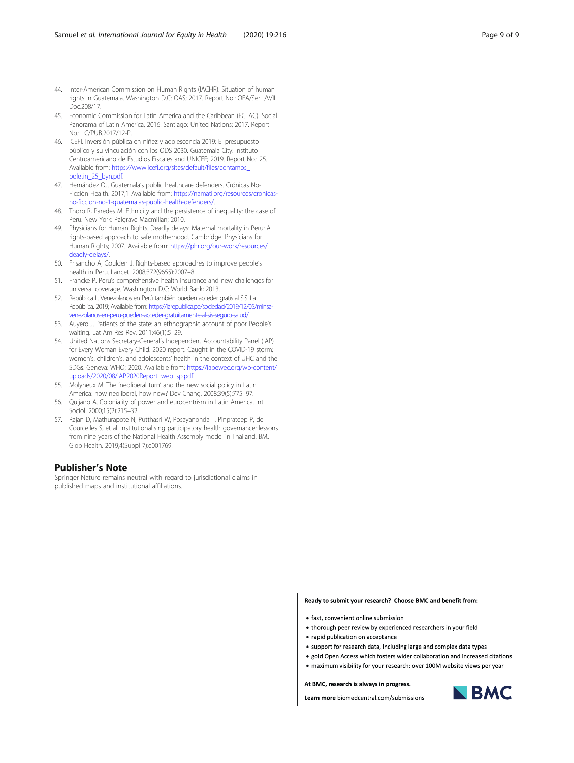44. Inter-American Commission on Human Rights (IACHR). Situation of human rights in Guatemala. Washington D.C: OAS; 2017. Report No.: OEA/Ser.L/V/II. Doc.208/17.
45. Economic Commission for Latin America and the Caribbean (ECLAC). Social Panorama of Latin America, 2016. Santiago: United Nations; 2017. Report No.: LC/PUB.2017/12-P.
46. ICEFI. Inversión pública en niñez y adolescencia 2019: El presupuesto público y su vinculación con los ODS 2030. Guatemala City: Instituto Centroamericano de Estudios Fiscales and UNICEF; 2019. Report No.: 25. Available from: https://www.icefi.org/sites/default/files/contamos_boletin_25_byn.pdf.
47. Hernández OJ. Guatemala's public healthcare defenders. Crónicas No-Ficción Health. 2017;1 Available from: https://namati.org/resources/cronicas-no-ficcion-no-1-guatemalas-public-health-defenders/.
48. Thorp R, Paredes M. Ethnicity and the persistence of inequality: the case of Peru. New York: Palgrave Macmillan; 2010.
49. Physicians for Human Rights. Deadly delays: Maternal mortality in Peru: A rights-based approach to safe motherhood. Cambridge: Physicians for Human Rights; 2007. Available from: https://phr.org/our-work/resources/deadly-delays/.
50. Frisancho A, Goulden J. Rights-based approaches to improve people's health in Peru. Lancet. 2008;372(9655):2007–8.
51. Francke P. Peru's comprehensive health insurance and new challenges for universal coverage. Washington D.C: World Bank; 2013.
52. República L. Venezolanos en Perú también pueden acceder gratis al SIS. La República. 2019; Available from: https://larepublica.pe/sociedad/2019/12/05/minsa-venezolanos-en-peru-pueden-acceder-gratuitamente-al-sis-seguro-salud/.
53. Auyero J. Patients of the state: an ethnographic account of poor People's waiting. Lat Am Res Rev. 2011;46(1):5–29.
54. United Nations Secretary-General's Independent Accountability Panel (IAP) for Every Woman Every Child. 2020 report. Caught in the COVID-19 storm: women's, children's, and adolescents' health in the context of UHC and the SDGs. Geneva: WHO; 2020. Available from: https://iapewec.org/wp-content/uploads/2020/08/IAP2020Report_web_sp.pdf.
55. Molyneux M. The 'neoliberal turn' and the new social policy in Latin America: how neoliberal, how new? Dev Chang. 2008;39(5):775–97.
56. Quijano A. Coloniality of power and eurocentrism in Latin America. Int Sociol. 2000;15(2):215–32.
57. Rajan D, Mathurapote N, Putthasri W, Posayanonda T, Pinprateep P, de Courcelles S, et al. Institutionalising participatory health governance: lessons from nine years of the National Health Assembly model in Thailand. BMJ Glob Health. 2019;4(Suppl 7):e001769.

## Publisher's Note

Springer Nature remains neutral with regard to jurisdictional claims in published maps and institutional affiliations.

**Ready to submit your research? Choose BMC and benefit from:**

- fast, convenient online submission
- thorough peer review by experienced researchers in your field
- rapid publication on acceptance
- support for research data, including large and complex data types
- gold Open Access which fosters wider collaboration and increased citations
- maximum visibility for your research: over 100M website views per year

**At BMC, research is always in progress.**

**Learn more** biomedcentral.com/submissions

BMC